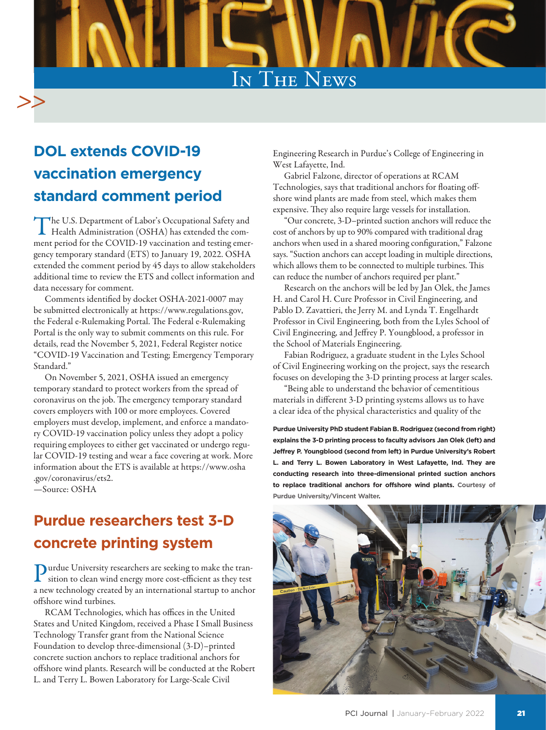# In The News

## DOL extends COVID-19 vaccination emergency standard comment period

The U.S. Department of Labor's Occupational Safety and Health Administration (OSHA) has extended the comment period for the COVID-19 vaccination and testing emergency temporary standard (ETS) to January 19, 2022. OSHA extended the comment period by 45 days to allow stakeholders additional time to review the ETS and collect information and data necessary for comment.

Comments identified by docket OSHA-2021-0007 may be submitted electronically at https://www.regulations.gov, the Federal e-Rulemaking Portal. The Federal e-Rulemaking Portal is the only way to submit comments on this rule. For details, read the November 5, 2021, Federal Register notice "COVID-19 Vaccination and Testing; Emergency Temporary Standard."

On November 5, 2021, OSHA issued an emergency temporary standard to protect workers from the spread of coronavirus on the job. The emergency temporary standard covers employers with 100 or more employees. Covered employers must develop, implement, and enforce a mandatory COVID-19 vaccination policy unless they adopt a policy requiring employees to either get vaccinated or undergo regular COVID-19 testing and wear a face covering at work. More information about the ETS is available at https://www.osha.gov/coronavirus/ets2.

—Source: OSHA

## Purdue researchers test 3-D concrete printing system

Purdue University researchers are seeking to make the transition to clean wind energy more cost-efficient as they test a new technology created by an international startup to anchor offshore wind turbines.

RCAM Technologies, which has offices in the United States and United Kingdom, received a Phase I Small Business Technology Transfer grant from the National Science Foundation to develop three-dimensional (3-D)–printed concrete suction anchors to replace traditional anchors for offshore wind plants. Research will be conducted at the Robert L. and Terry L. Bowen Laboratory for Large-Scale Civil Engineering Research in Purdue's College of Engineering in West Lafayette, Ind.

Gabriel Falzone, director of operations at RCAM Technologies, says that traditional anchors for floating offshore wind plants are made from steel, which makes them expensive. They also require large vessels for installation.

"Our concrete, 3-D–printed suction anchors will reduce the cost of anchors by up to 90% compared with traditional drag anchors when used in a shared mooring configuration," Falzone says. "Suction anchors can accept loading in multiple directions, which allows them to be connected to multiple turbines. This can reduce the number of anchors required per plant."

Research on the anchors will be led by Jan Olek, the James H. and Carol H. Cure Professor in Civil Engineering, and Pablo D. Zavattieri, the Jerry M. and Lynda T. Engelhardt Professor in Civil Engineering, both from the Lyles School of Civil Engineering, and Jeffrey P. Youngblood, a professor in the School of Materials Engineering.

Fabian Rodriguez, a graduate student in the Lyles School of Civil Engineering working on the project, says the research focuses on developing the 3-D printing process at larger scales.

"Being able to understand the behavior of cementitious materials in different 3-D printing systems allows us to have a clear idea of the physical characteristics and quality of the

**Purdue University PhD student Fabian B. Rodriguez (second from right) explains the 3-D printing process to faculty advisors Jan Olek (left) and Jeffrey P. Youngblood (second from left) in Purdue University's Robert L. and Terry L. Bowen Laboratory in West Lafayette, Ind. They are conducting research into three-dimensional printed suction anchors to replace traditional anchors for offshore wind plants.** Courtesy of Purdue University/Vincent Walter.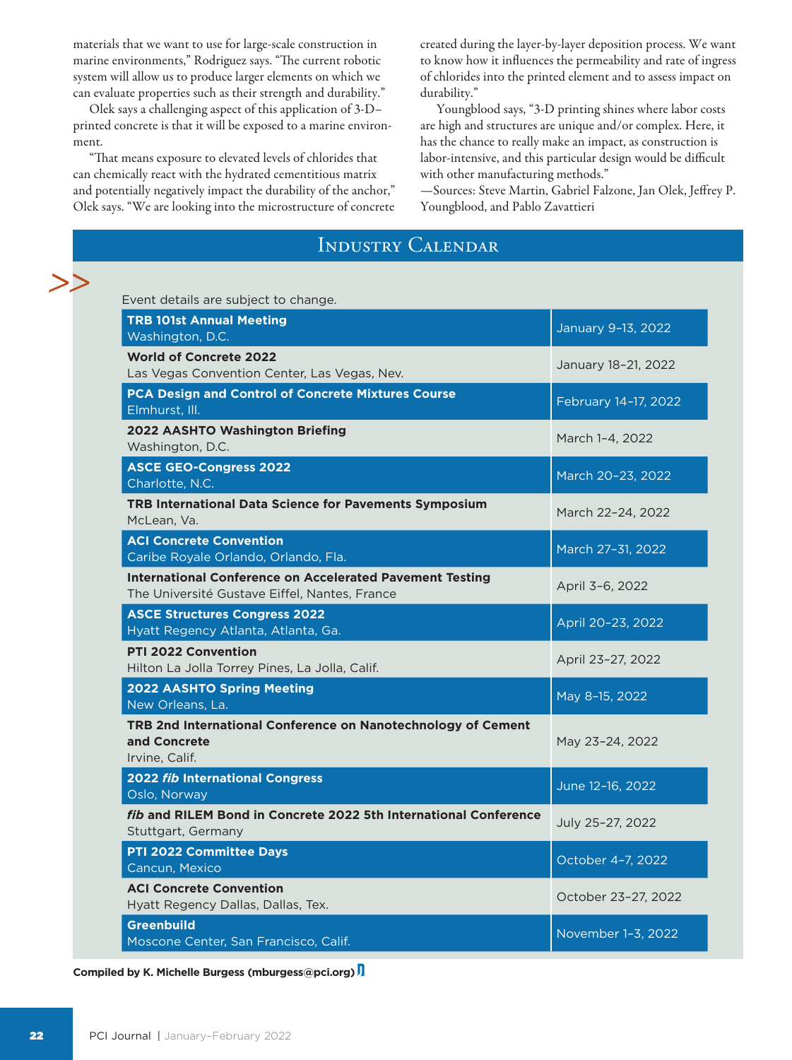materials that we want to use for large-scale construction in marine environments," Rodriguez says. "The current robotic system will allow us to produce larger elements on which we can evaluate properties such as their strength and durability."

Olek says a challenging aspect of this application of 3-D–printed concrete is that it will be exposed to a marine environment.

"That means exposure to elevated levels of chlorides that can chemically react with the hydrated cementitious matrix and potentially negatively impact the durability of the anchor," Olek says. "We are looking into the microstructure of concrete created during the layer-by-layer deposition process. We want to know how it influences the permeability and rate of ingress of chlorides into the printed element and to assess impact on durability."

Youngblood says, "3-D printing shines where labor costs are high and structures are unique and/or complex. Here, it has the chance to really make an impact, as construction is labor-intensive, and this particular design would be difficult with other manufacturing methods."

—Sources: Steve Martin, Gabriel Falzone, Jan Olek, Jeffrey P. Youngblood, and Pablo Zavattieri

## Industry Calendar

Event details are subject to change.

| | |
|---|---|
| **TRB 101st Annual Meeting**<br>Washington, D.C. | January 9–13, 2022 |
| **World of Concrete 2022**<br>Las Vegas Convention Center, Las Vegas, Nev. | January 18–21, 2022 |
| **PCA Design and Control of Concrete Mixtures Course**<br>Elmhurst, Ill. | February 14–17, 2022 |
| **2022 AASHTO Washington Briefing**<br>Washington, D.C. | March 1–4, 2022 |
| **ASCE GEO-Congress 2022**<br>Charlotte, N.C. | March 20–23, 2022 |
| **TRB International Data Science for Pavements Symposium**<br>McLean, Va. | March 22–24, 2022 |
| **ACI Concrete Convention**<br>Caribe Royale Orlando, Orlando, Fla. | March 27–31, 2022 |
| **International Conference on Accelerated Pavement Testing**<br>The Université Gustave Eiffel, Nantes, France | April 3–6, 2022 |
| **ASCE Structures Congress 2022**<br>Hyatt Regency Atlanta, Atlanta, Ga. | April 20–23, 2022 |
| **PTI 2022 Convention**<br>Hilton La Jolla Torrey Pines, La Jolla, Calif. | April 23–27, 2022 |
| **2022 AASHTO Spring Meeting**<br>New Orleans, La. | May 8–15, 2022 |
| **TRB 2nd International Conference on Nanotechnology of Cement and Concrete**<br>Irvine, Calif. | May 23–24, 2022 |
| **2022 *fib* International Congress**<br>Oslo, Norway | June 12–16, 2022 |
| ***fib* and RILEM Bond in Concrete 2022 5th International Conference**<br>Stuttgart, Germany | July 25–27, 2022 |
| **PTI 2022 Committee Days**<br>Cancun, Mexico | October 4–7, 2022 |
| **ACI Concrete Convention**<br>Hyatt Regency Dallas, Dallas, Tex. | October 23–27, 2022 |
| **Greenbuild**<br>Moscone Center, San Francisco, Calif. | November 1–3, 2022 |

**Compiled by K. Michelle Burgess (mburgess@pci.org)**